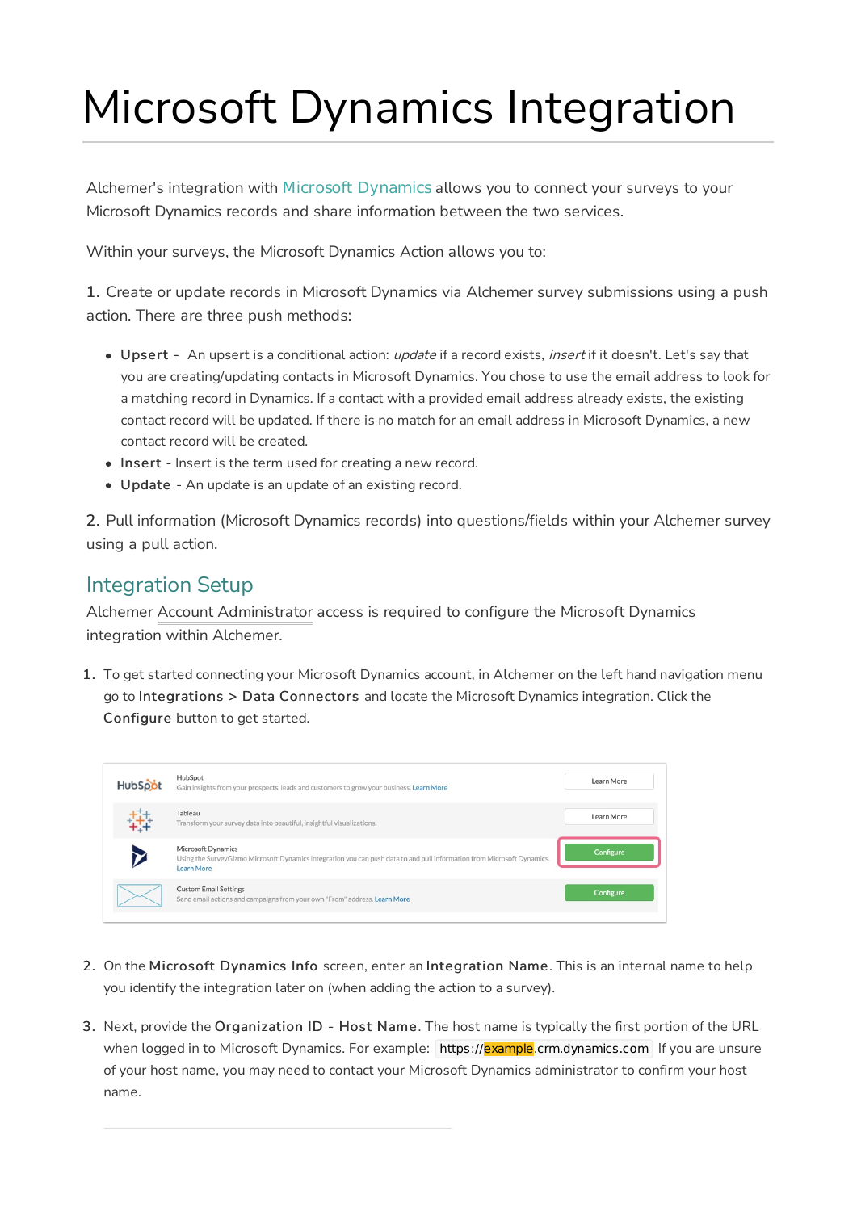# Microsoft Dynamics Integration

Alchemer's integration with Microsoft Dynamics allows you to connect your surveys to your Microsoft Dynamics records and share information between the two services.

Within your surveys, the Microsoft Dynamics Action allows you to:

1. Create or update records in Microsoft Dynamics via Alchemer survey submissions using a push action. There are three push methods:

- **Upsert** - An upsert is a conditional action: *update* if a record exists, *insert* if it doesn't. Let's say that you are creating/updating contacts in Microsoft Dynamics. You chose to use the email address to look for a matching record in Dynamics. If a contact with a provided email address already exists, the existing contact record will be updated. If there is no match for an email address in Microsoft Dynamics, a new contact record will be created.
- **Insert** - Insert is the term used for creating a new record.
- **Update** - An update is an update of an existing record.

2. Pull information (Microsoft Dynamics records) into questions/fields within your Alchemer survey using a pull action.

## Integration Setup

Alchemer Account Administrator access is required to configure the Microsoft Dynamics integration within Alchemer.

1. To get started connecting your Microsoft Dynamics account, in Alchemer on the left hand navigation menu go to **Integrations > Data Connectors** and locate the Microsoft Dynamics integration. Click the **Configure** button to get started.

HubSpot
Gain insights from your prospects, leads and customers to grow your business. Learn More
Learn More

Tableau
Transform your survey data into beautiful, insightful visualizations.
Learn More

Microsoft Dynamics
Using the SurveyGizmo Microsoft Dynamics integration you can push data to and pull information from Microsoft Dynamics.
Learn More
Configure

Custom Email Settings
Send email actions and campaigns from your own "From" address. Learn More
Configure

2. On the **Microsoft Dynamics Info** screen, enter an **Integration Name**. This is an internal name to help you identify the integration later on (when adding the action to a survey).

3. Next, provide the **Organization ID - Host Name**. The host name is typically the first portion of the URL when logged in to Microsoft Dynamics. For example: `https://example.crm.dynamics.com` If you are unsure of your host name, you may need to contact your Microsoft Dynamics administrator to confirm your host name.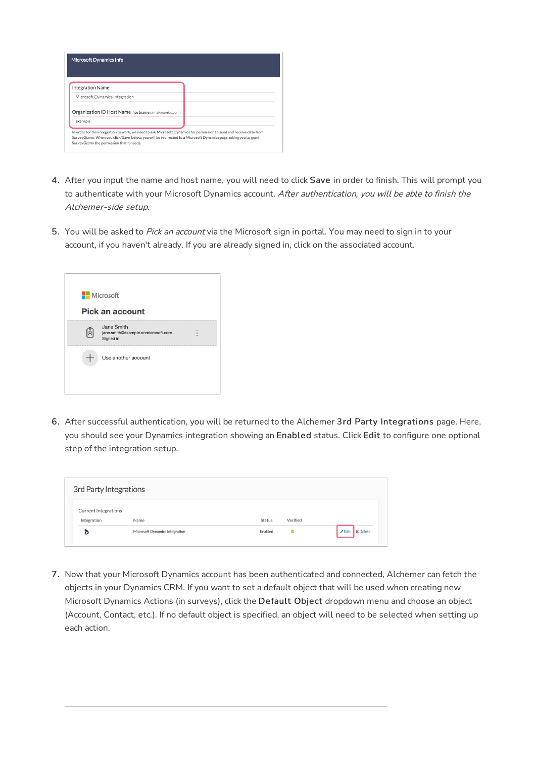4. After you input the name and host name, you will need to click **Save** in order to finish. This will prompt you to authenticate with your Microsoft Dynamics account. *After authentication, you will be able to finish the Alchemer-side setup.*

5. You will be asked to *Pick an account* via the Microsoft sign in portal. You may need to sign in to your account, if you haven't already. If you are already signed in, click on the associated account.

6. After successful authentication, you will be returned to the Alchemer **3rd Party Integrations** page. Here, you should see your Dynamics integration showing an **Enabled** status. Click **Edit** to configure one optional step of the integration setup.

7. Now that your Microsoft Dynamics account has been authenticated and connected, Alchemer can fetch the objects in your Dynamics CRM. If you want to set a default object that will be used when creating new Microsoft Dynamics Actions (in surveys), click the **Default Object** dropdown menu and choose an object (Account, Contact, etc.). If no default object is specified, an object will need to be selected when setting up each action.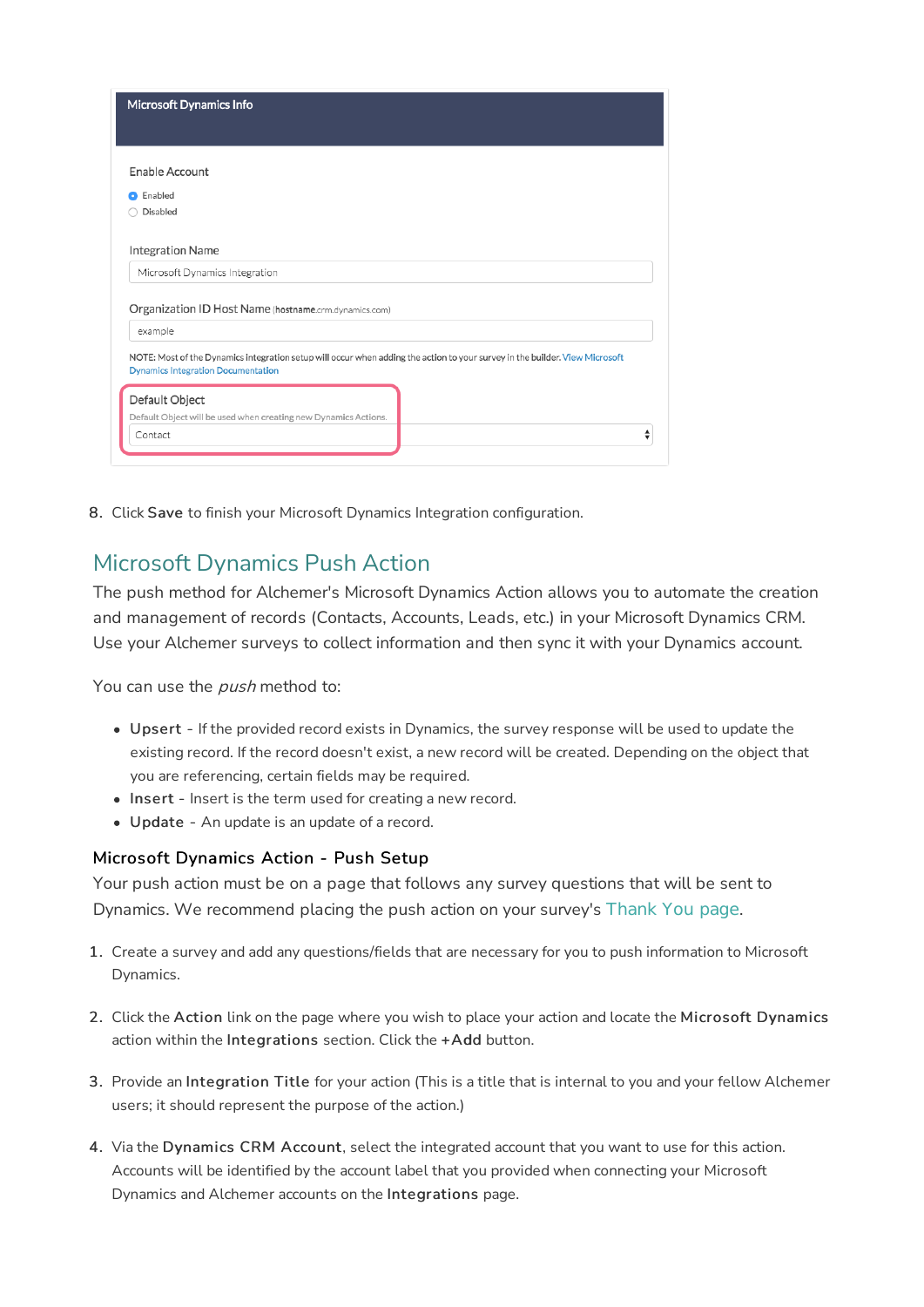8. Click **Save** to finish your Microsoft Dynamics Integration configuration.

## Microsoft Dynamics Push Action

The push method for Alchemer's Microsoft Dynamics Action allows you to automate the creation and management of records (Contacts, Accounts, Leads, etc.) in your Microsoft Dynamics CRM. Use your Alchemer surveys to collect information and then sync it with your Dynamics account.

You can use the *push* method to:

- **Upsert** - If the provided record exists in Dynamics, the survey response will be used to update the existing record. If the record doesn't exist, a new record will be created. Depending on the object that you are referencing, certain fields may be required.
- **Insert** - Insert is the term used for creating a new record.
- **Update** - An update is an update of a record.

### Microsoft Dynamics Action - Push Setup

Your push action must be on a page that follows any survey questions that will be sent to Dynamics. We recommend placing the push action on your survey's Thank You page.

1. Create a survey and add any questions/fields that are necessary for you to push information to Microsoft Dynamics.

2. Click the **Action** link on the page where you wish to place your action and locate the **Microsoft Dynamics** action within the **Integrations** section. Click the **+Add** button.

3. Provide an **Integration Title** for your action (This is a title that is internal to you and your fellow Alchemer users; it should represent the purpose of the action.)

4. Via the **Dynamics CRM Account**, select the integrated account that you want to use for this action. Accounts will be identified by the account label that you provided when connecting your Microsoft Dynamics and Alchemer accounts on the **Integrations** page.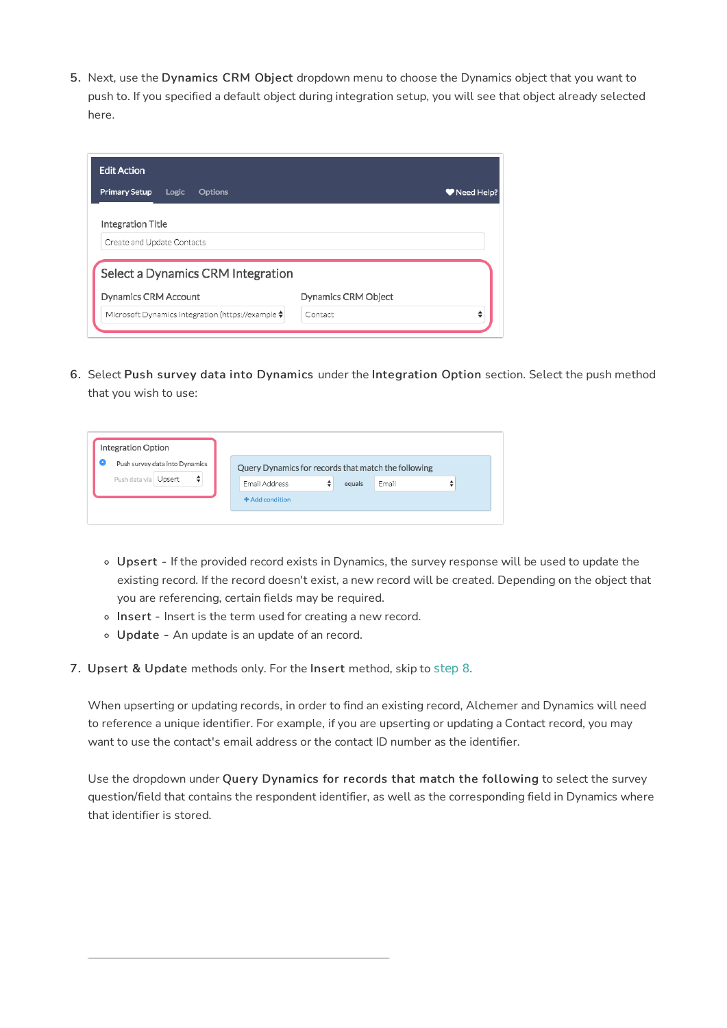5. Next, use the **Dynamics CRM Object** dropdown menu to choose the Dynamics object that you want to push to. If you specified a default object during integration setup, you will see that object already selected here.

6. Select **Push survey data into Dynamics** under the **Integration Option** section. Select the push method that you wish to use:

   - **Upsert** - If the provided record exists in Dynamics, the survey response will be used to update the existing record. If the record doesn't exist, a new record will be created. Depending on the object that you are referencing, certain fields may be required.
   - **Insert** - Insert is the term used for creating a new record.
   - **Update** - An update is an update of an record.

7. **Upsert & Update** methods only. For the **Insert** method, skip to step 8.

   When upserting or updating records, in order to find an existing record, Alchemer and Dynamics will need to reference a unique identifier. For example, if you are upserting or updating a Contact record, you may want to use the contact's email address or the contact ID number as the identifier.

   Use the dropdown under **Query Dynamics for records that match the following** to select the survey question/field that contains the respondent identifier, as well as the corresponding field in Dynamics where that identifier is stored.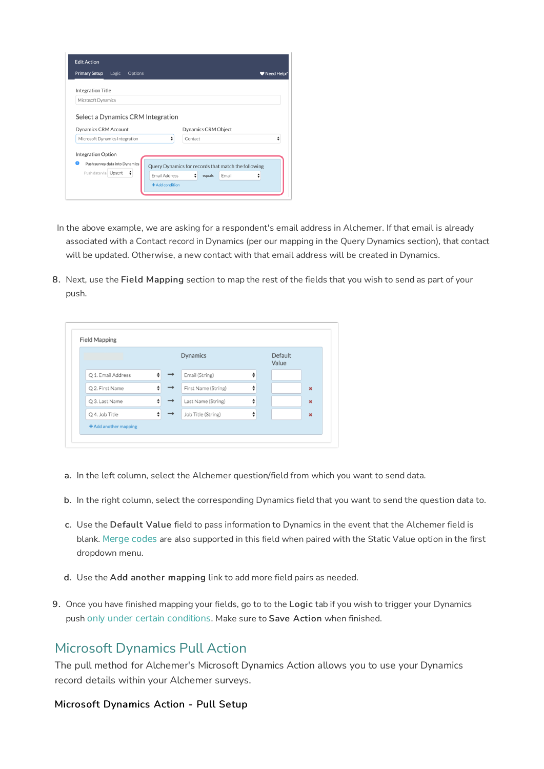In the above example, we are asking for a respondent's email address in Alchemer. If that email is already associated with a Contact record in Dynamics (per our mapping in the Query Dynamics section), that contact will be updated. Otherwise, a new contact with that email address will be created in Dynamics.

8. Next, use the **Field Mapping** section to map the rest of the fields that you wish to send as part of your push.

   a. In the left column, select the Alchemer question/field from which you want to send data.

   b. In the right column, select the corresponding Dynamics field that you want to send the question data to.

   c. Use the **Default Value** field to pass information to Dynamics in the event that the Alchemer field is blank. Merge codes are also supported in this field when paired with the Static Value option in the first dropdown menu.

   d. Use the **Add another mapping** link to add more field pairs as needed.

9. Once you have finished mapping your fields, go to to the **Logic** tab if you wish to trigger your Dynamics push only under certain conditions. Make sure to **Save Action** when finished.

## Microsoft Dynamics Pull Action

The pull method for Alchemer's Microsoft Dynamics Action allows you to use your Dynamics record details within your Alchemer surveys.

### Microsoft Dynamics Action - Pull Setup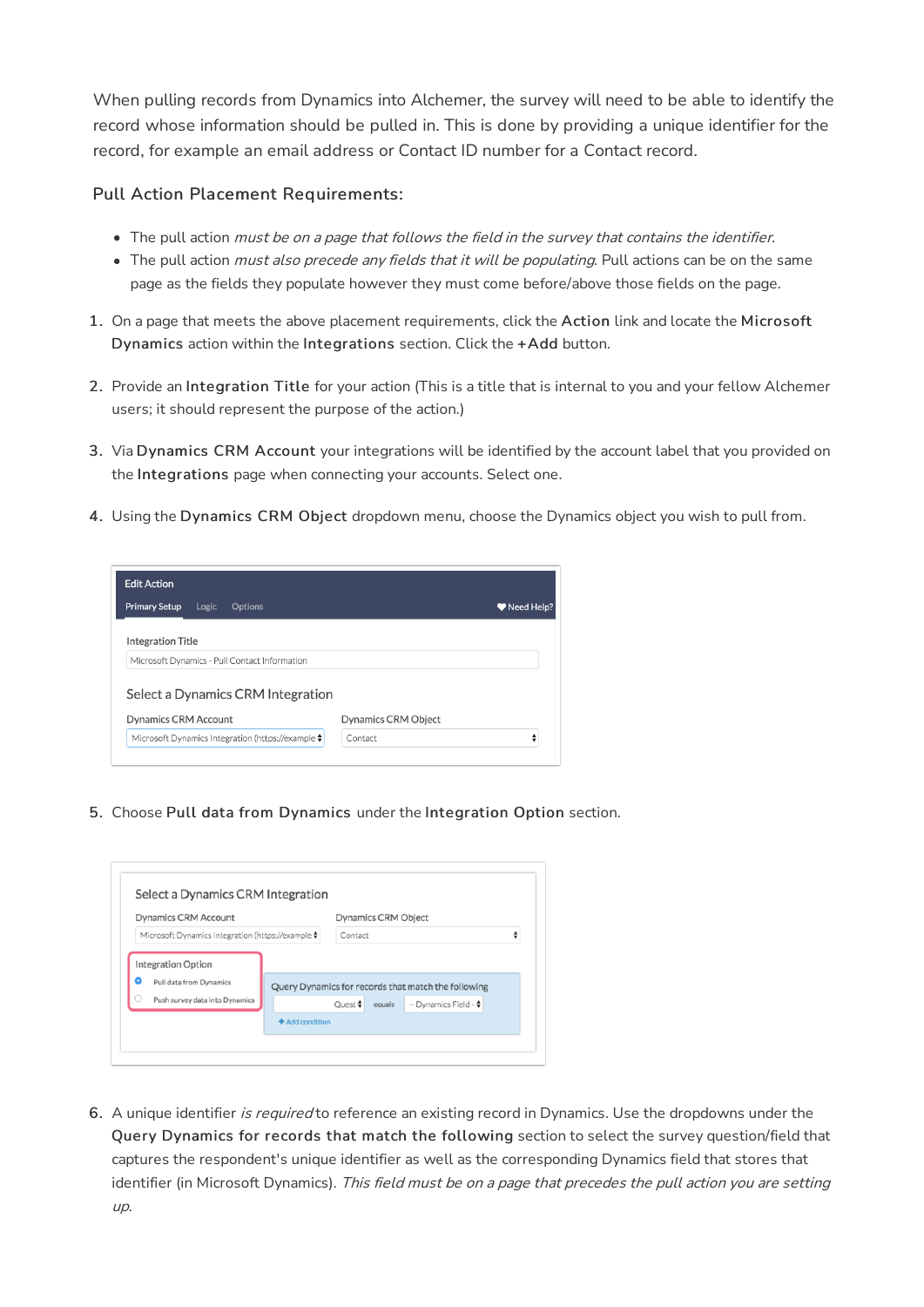When pulling records from Dynamics into Alchemer, the survey will need to be able to identify the record whose information should be pulled in. This is done by providing a unique identifier for the record, for example an email address or Contact ID number for a Contact record.

### Pull Action Placement Requirements:

- The pull action *must be on a page that follows the field in the survey that contains the identifier.*
- The pull action *must also precede any fields that it will be populating.* Pull actions can be on the same page as the fields they populate however they must come before/above those fields on the page.

1. On a page that meets the above placement requirements, click the **Action** link and locate the **Microsoft Dynamics** action within the **Integrations** section. Click the **+Add** button.

2. Provide an **Integration Title** for your action (This is a title that is internal to you and your fellow Alchemer users; it should represent the purpose of the action.)

3. Via **Dynamics CRM Account** your integrations will be identified by the account label that you provided on the **Integrations** page when connecting your accounts. Select one.

4. Using the **Dynamics CRM Object** dropdown menu, choose the Dynamics object you wish to pull from.

5. Choose **Pull data from Dynamics** under the **Integration Option** section.

6. A unique identifier *is required* to reference an existing record in Dynamics. Use the dropdowns under the **Query Dynamics for records that match the following** section to select the survey question/field that captures the respondent's unique identifier as well as the corresponding Dynamics field that stores that identifier (in Microsoft Dynamics). *This field must be on a page that precedes the pull action you are setting up.*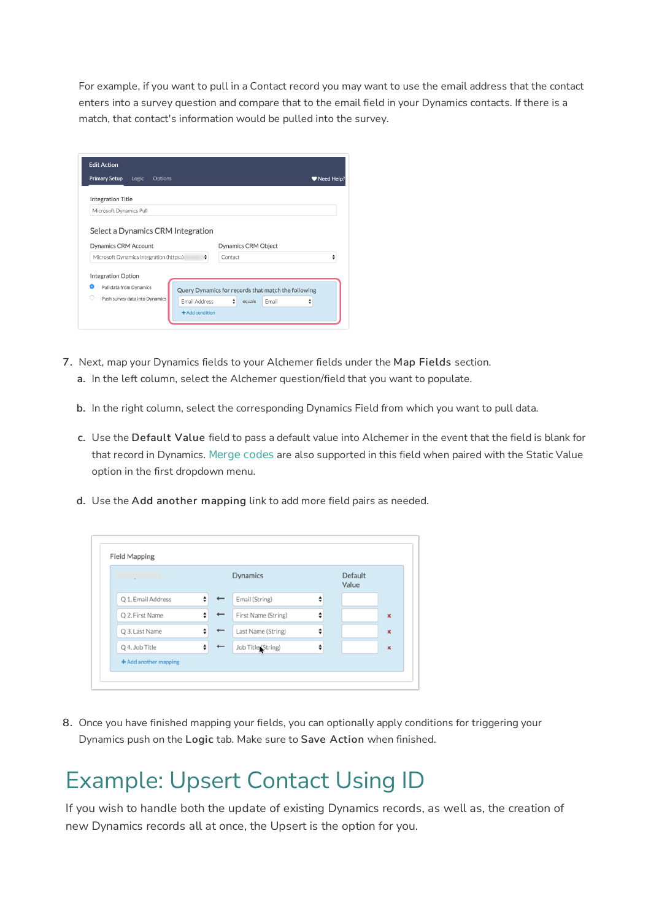For example, if you want to pull in a Contact record you may want to use the email address that the contact enters into a survey question and compare that to the email field in your Dynamics contacts. If there is a match, that contact's information would be pulled into the survey.

7. Next, map your Dynamics fields to your Alchemer fields under the **Map Fields** section.
   a. In the left column, select the Alchemer question/field that you want to populate.

   b. In the right column, select the corresponding Dynamics Field from which you want to pull data.

   c. Use the **Default Value** field to pass a default value into Alchemer in the event that the field is blank for that record in Dynamics. Merge codes are also supported in this field when paired with the Static Value option in the first dropdown menu.

   d. Use the **Add another mapping** link to add more field pairs as needed.

8. Once you have finished mapping your fields, you can optionally apply conditions for triggering your Dynamics push on the **Logic** tab. Make sure to **Save Action** when finished.

# Example: Upsert Contact Using ID

If you wish to handle both the update of existing Dynamics records, as well as, the creation of new Dynamics records all at once, the Upsert is the option for you.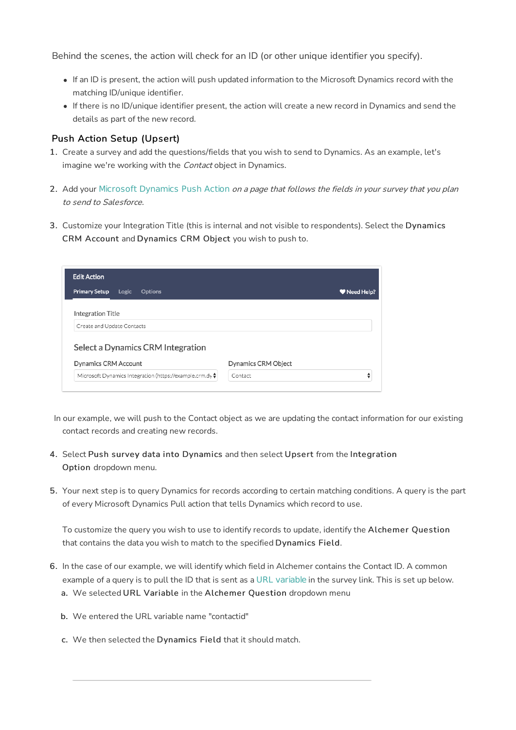Behind the scenes, the action will check for an ID (or other unique identifier you specify).

- If an ID is present, the action will push updated information to the Microsoft Dynamics record with the matching ID/unique identifier.
- If there is no ID/unique identifier present, the action will create a new record in Dynamics and send the details as part of the new record.

## Push Action Setup (Upsert)

1. Create a survey and add the questions/fields that you wish to send to Dynamics. As an example, let's imagine we're working with the *Contact* object in Dynamics.

2. Add your Microsoft Dynamics Push Action *on a page that follows the fields in your survey that you plan to send to Salesforce.*

3. Customize your Integration Title (this is internal and not visible to respondents). Select the **Dynamics CRM Account** and **Dynamics CRM Object** you wish to push to.

   In our example, we will push to the Contact object as we are updating the contact information for our existing contact records and creating new records.

4. Select **Push survey data into Dynamics** and then select **Upsert** from the **Integration Option** dropdown menu.

5. Your next step is to query Dynamics for records according to certain matching conditions. A query is the part of every Microsoft Dynamics Pull action that tells Dynamics which record to use.

   To customize the query you wish to use to identify records to update, identify the **Alchemer Question** that contains the data you wish to match to the specified **Dynamics Field**.

6. In the case of our example, we will identify which field in Alchemer contains the Contact ID. A common example of a query is to pull the ID that is sent as a URL variable in the survey link. This is set up below.
   a. We selected **URL Variable** in the **Alchemer Question** dropdown menu
   b. We entered the URL variable name "contactid"
   c. We then selected the **Dynamics Field** that it should match.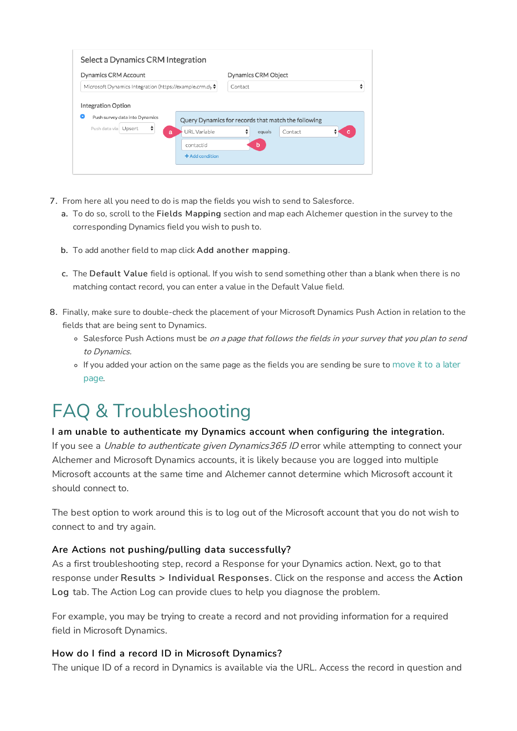Select a Dynamics CRM Integration

Dynamics CRM Account: Microsoft Dynamics Integration (https://example.crm.dy

Dynamics CRM Object: Contact

Integration Option

Push survey data into Dynamics

Push data via: Upsert

Query Dynamics for records that match the following

a: URL Variable equals Contact c

b: contactid

+ Add condition

7. From here all you need to do is map the fields you wish to send to Salesforce.
   a. To do so, scroll to the **Fields Mapping** section and map each Alchemer question in the survey to the corresponding Dynamics field you wish to push to.

   b. To add another field to map click **Add another mapping**.

   c. The **Default Value** field is optional. If you wish to send something other than a blank when there is no matching contact record, you can enter a value in the Default Value field.

8. Finally, make sure to double-check the placement of your Microsoft Dynamics Push Action in relation to the fields that are being sent to Dynamics.
   - Salesforce Push Actions must be *on a page that follows the fields in your survey that you plan to send to Dynamics.*
   - If you added your action on the same page as the fields you are sending be sure to move it to a later page.

# FAQ & Troubleshooting

### I am unable to authenticate my Dynamics account when configuring the integration.

If you see a *Unable to authenticate given Dynamics365 ID* error while attempting to connect your Alchemer and Microsoft Dynamics accounts, it is likely because you are logged into multiple Microsoft accounts at the same time and Alchemer cannot determine which Microsoft account it should connect to.

The best option to work around this is to log out of the Microsoft account that you do not wish to connect to and try again.

### Are Actions not pushing/pulling data successfully?

As a first troubleshooting step, record a Response for your Dynamics action. Next, go to that response under **Results > Individual Responses**. Click on the response and access the **Action Log** tab. The Action Log can provide clues to help you diagnose the problem.

For example, you may be trying to create a record and not providing information for a required field in Microsoft Dynamics.

### How do I find a record ID in Microsoft Dynamics?

The unique ID of a record in Dynamics is available via the URL. Access the record in question and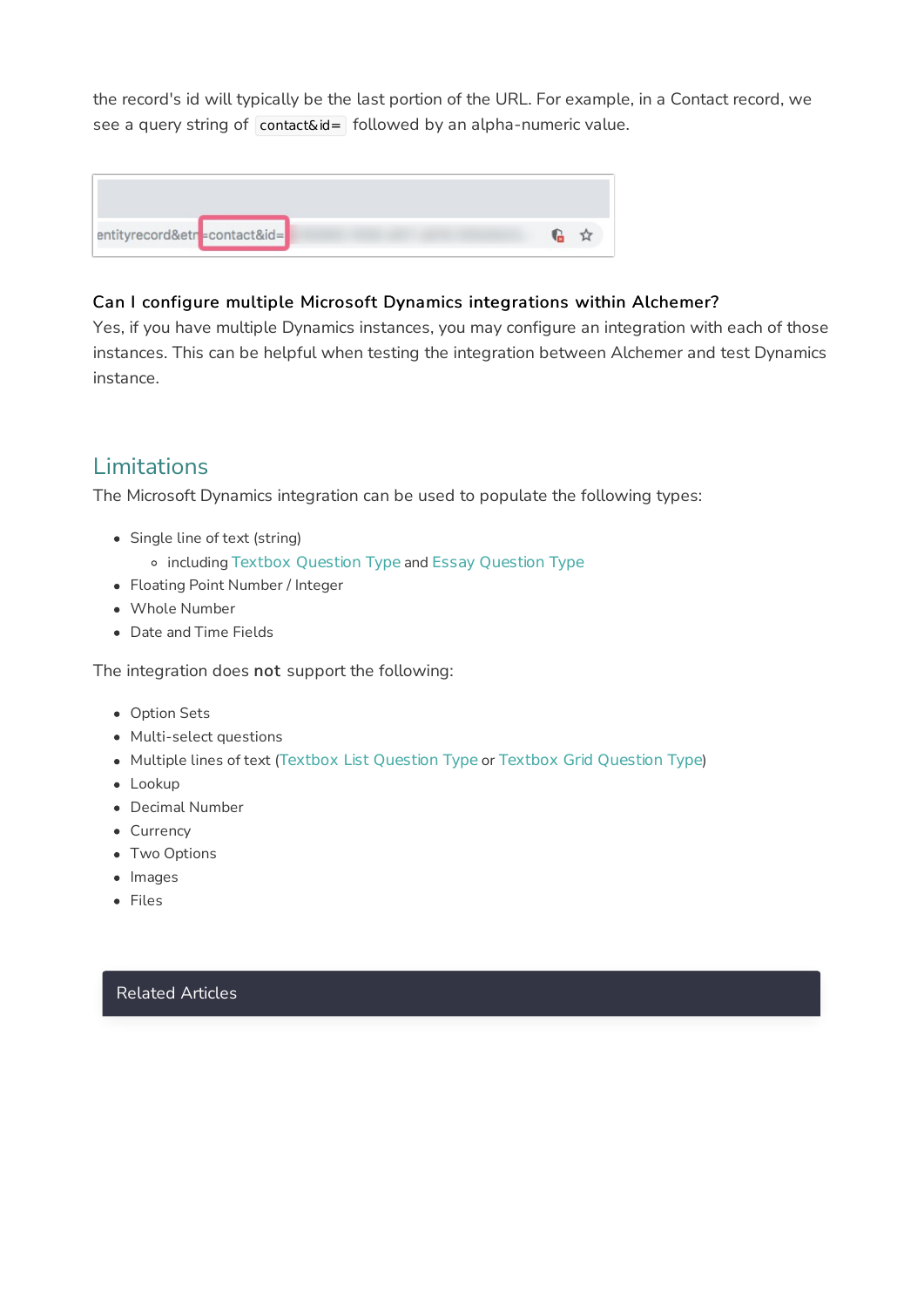the record's id will typically be the last portion of the URL. For example, in a Contact record, we see a query string of `contact&id=` followed by an alpha-numeric value.

**Can I configure multiple Microsoft Dynamics integrations within Alchemer?**
Yes, if you have multiple Dynamics instances, you may configure an integration with each of those instances. This can be helpful when testing the integration between Alchemer and test Dynamics instance.

## Limitations

The Microsoft Dynamics integration can be used to populate the following types:

- Single line of text (string)
  - including Textbox Question Type and Essay Question Type
- Floating Point Number / Integer
- Whole Number
- Date and Time Fields

The integration does **not** support the following:

- Option Sets
- Multi-select questions
- Multiple lines of text (Textbox List Question Type or Textbox Grid Question Type)
- Lookup
- Decimal Number
- Currency
- Two Options
- Images
- Files

Related Articles